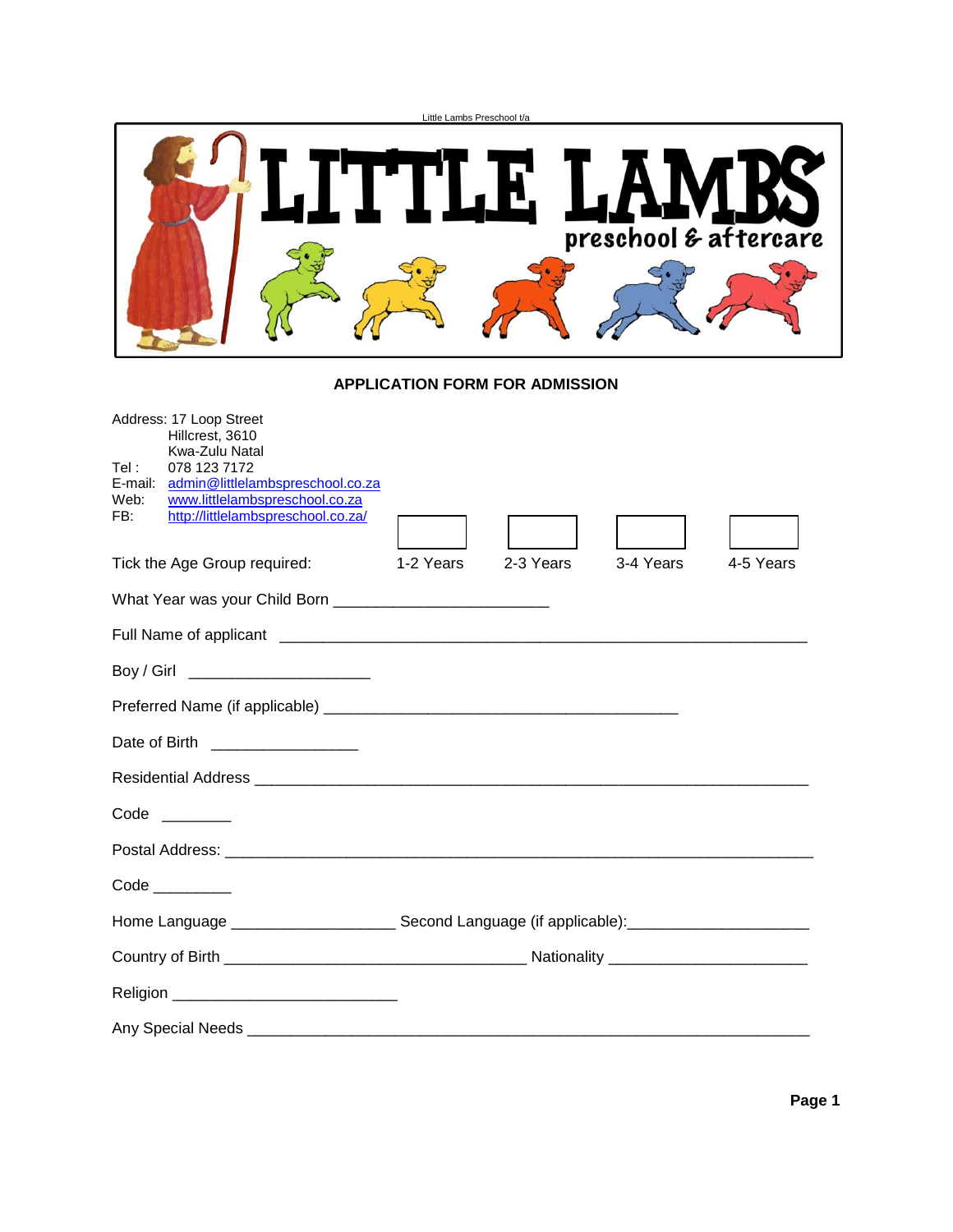Little Lambs Preschool t/a

# LITTLE LAMBS

preschool & aftercare

## APPLICATION FORM FOR ADMISSION

Address: 17 Loop Street
Hillcrest, 3610
Kwa-Zulu Natal
Tel : 078 123 7172
E-mail: admin@littlelambspreschool.co.za
Web: www.littlelambspreschool.co.za
FB: http://littlelambspreschool.co.za/

Tick the Age Group required: ☐ 1-2 Years ☐ 2-3 Years ☐ 3-4 Years ☐ 4-5 Years

What Year was your Child Born ________________________

Full Name of applicant ___________________________________________________________

Boy / Girl ____________________

Preferred Name (if applicable) _______________________________________

Date of Birth ________________

Residential Address _____________________________________________________________

Code ________

Postal Address: _________________________________________________________________

Code _________

Home Language __________________ Second Language (if applicable):____________________

Country of Birth _________________________________ Nationality ______________________

Religion _________________________

Any Special Needs ______________________________________________________________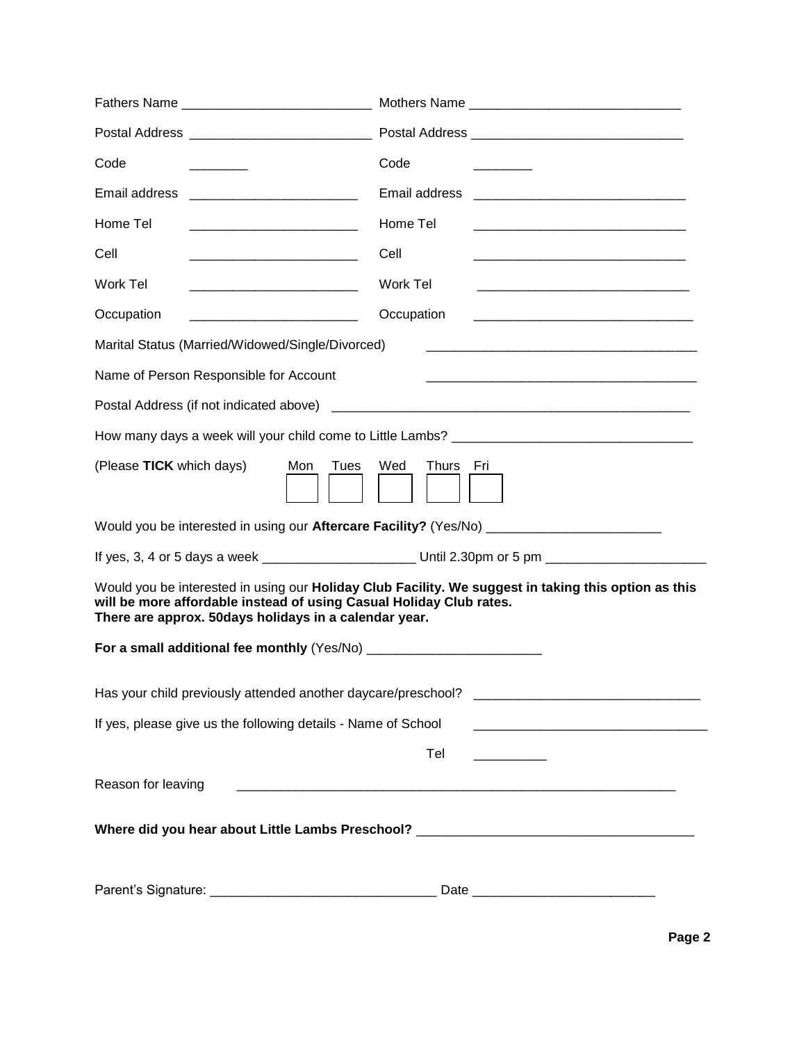| Fathers Name ____________________ | Mothers Name ____________________ |
|---|---|
| Postal Address ____________________ | Postal Address ____________________ |
| Code ________ | Code ________ |
| Email address ____________________ | Email address ____________________ |
| Home Tel ____________________ | Home Tel ____________________ |
| Cell ____________________ | Cell ____________________ |
| Work Tel ____________________ | Work Tel ____________________ |
| Occupation ____________________ | Occupation ____________________ |

Marital Status (Married/Widowed/Single/Divorced) ______________________________

Name of Person Responsible for Account ______________________________

Postal Address (if not indicated above) ______________________________

How many days a week will your child come to Little Lambs? ______________________________

(Please **TICK** which days) Mon ☐ Tues ☐ Wed ☐ Thurs ☐ Fri ☐

Would you be interested in using our **Aftercare Facility?** (Yes/No) ____________________

If yes, 3, 4 or 5 days a week ____________________ Until 2.30pm or 5 pm ____________________

Would you be interested in using our **Holiday Club Facility. We suggest in taking this option as this will be more affordable instead of using Casual Holiday Club rates. There are approx. 50days holidays in a calendar year.**

**For a small additional fee monthly** (Yes/No) ____________________

Has your child previously attended another daycare/preschool? ______________________________

If yes, please give us the following details - Name of School ______________________________

Tel __________

Reason for leaving ______________________________

**Where did you hear about Little Lambs Preschool?** ______________________________

Parent's Signature: ______________________________ Date ____________________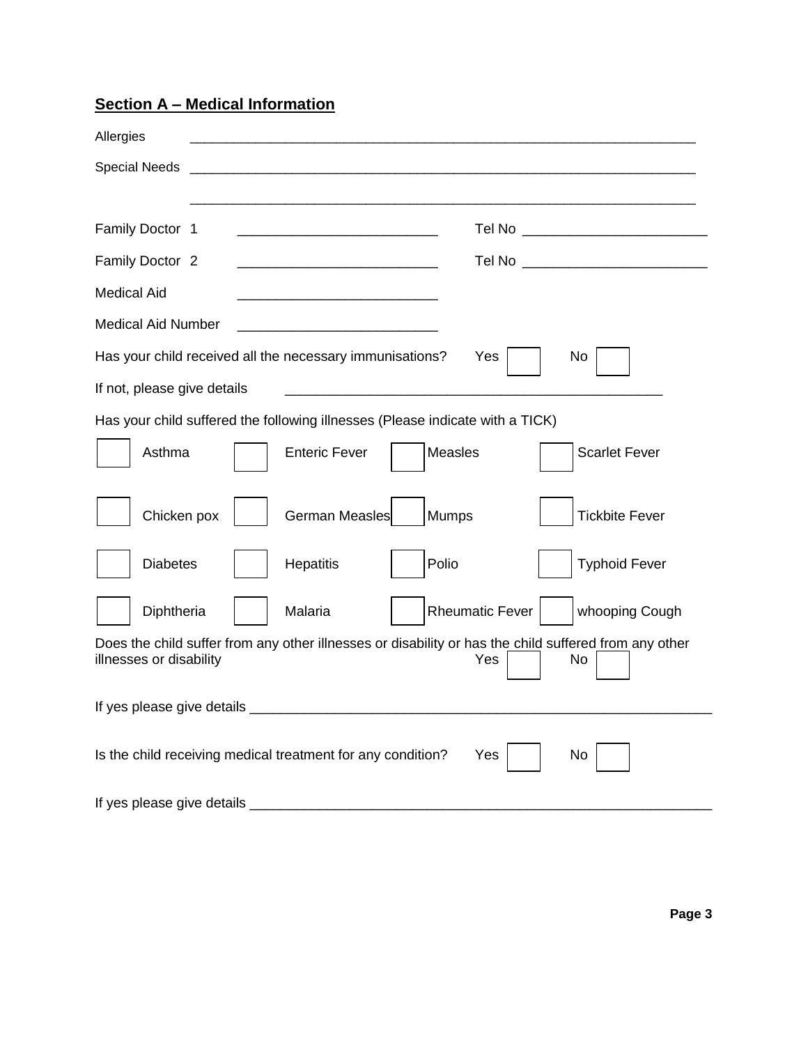## **Section A – Medical Information**

Allergies ______________________________________________________________________

Special Needs ______________________________________________________________________

______________________________________________________________________

Family Doctor 1 ___________________________ Tel No ________________________

Family Doctor 2 ___________________________ Tel No ________________________

Medical Aid ___________________________

Medical Aid Number ___________________________

Has your child received all the necessary immunisations? Yes ☐ No ☐

If not, please give details ______________________________________________

Has your child suffered the following illnesses (Please indicate with a TICK)

| | | | |
|---|---|---|---|
| ☐ Asthma | ☐ Enteric Fever | ☐ Measles | ☐ Scarlet Fever |
| ☐ Chicken pox | ☐ German Measles | ☐ Mumps | ☐ Tickbite Fever |
| ☐ Diabetes | ☐ Hepatitis | ☐ Polio | ☐ Typhoid Fever |
| ☐ Diphtheria | ☐ Malaria | ☐ Rheumatic Fever | ☐ whooping Cough |

Does the child suffer from any other illnesses or disability or has the child suffered from any other illnesses or disability Yes ☐ No ☐

If yes please give details ______________________________________________________________

Is the child receiving medical treatment for any condition? Yes ☐ No ☐

If yes please give details ______________________________________________________________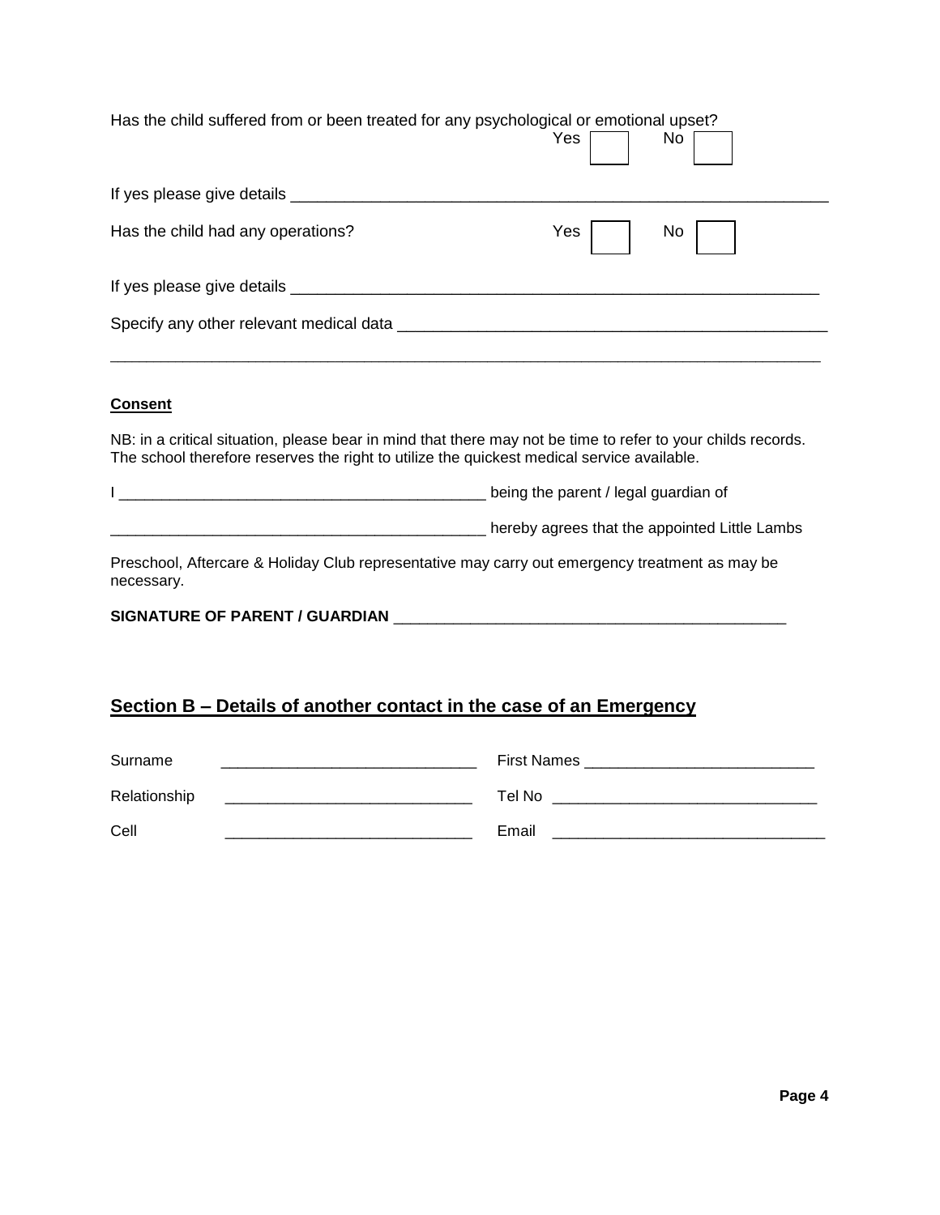Has the child suffered from or been treated for any psychological or emotional upset?

Yes ☐ No ☐

If yes please give details ______________________________________________________________

Has the child had any operations? Yes ☐ No ☐

If yes please give details ____________________________________________________________

Specify any other relevant medical data ________________________________________________

______________________________________________________________________________

**Consent**

NB: in a critical situation, please bear in mind that there may not be time to refer to your childs records. The school therefore reserves the right to utilize the quickest medical service available.

I ___________________________________________ being the parent / legal guardian of

_____________________________________________ hereby agrees that the appointed Little Lambs Preschool, Aftercare & Holiday Club representative may carry out emergency treatment as may be necessary.

**SIGNATURE OF PARENT / GUARDIAN** _______________________________________________

## Section B – Details of another contact in the case of an Emergency

| | | | |
|---|---|---|---|
| Surname | ______________________________ | First Names | ___________________________ |
| Relationship | _____________________________ | Tel No | _______________________________ |
| Cell | _____________________________ | Email | ________________________________ |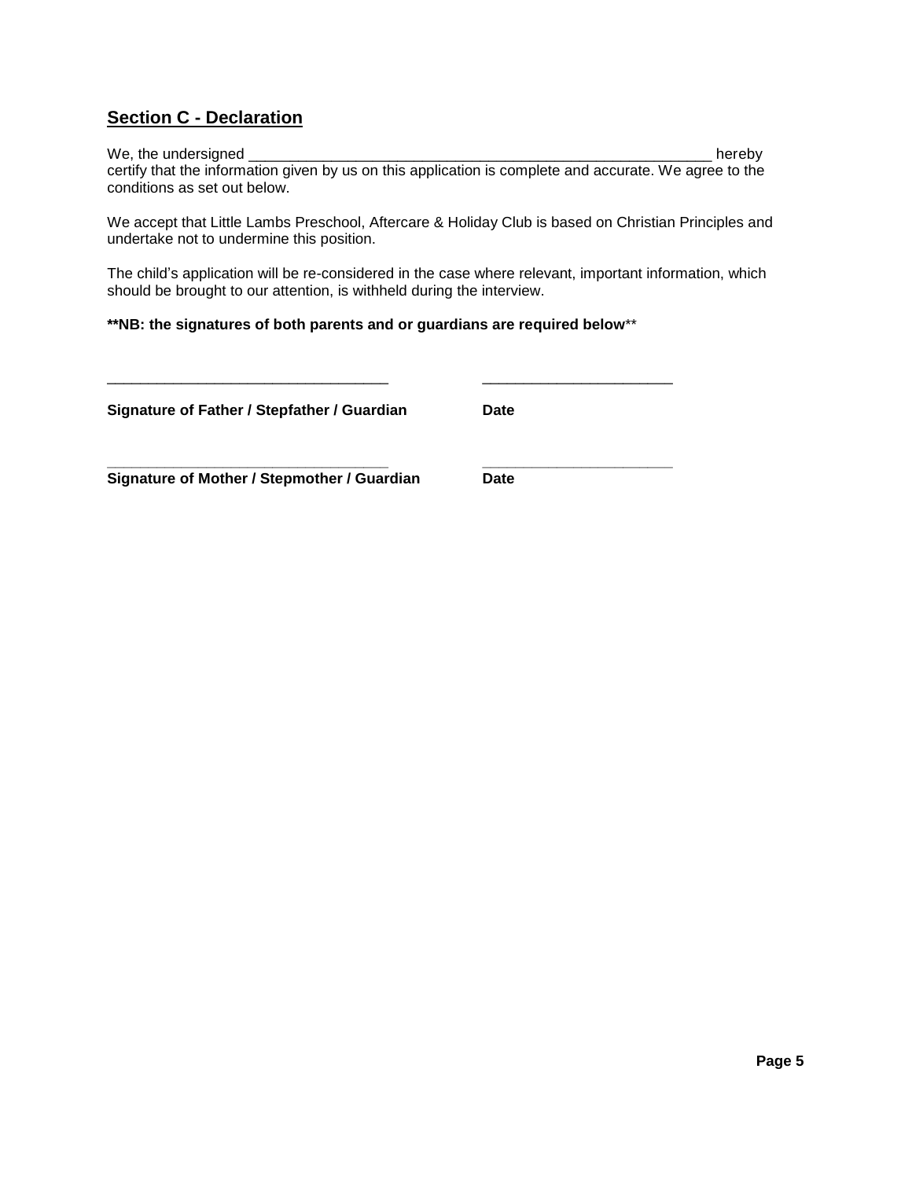## Section C - Declaration

We, the undersigned ______________________________________________________ hereby certify that the information given by us on this application is complete and accurate. We agree to the conditions as set out below.

We accept that Little Lambs Preschool, Aftercare & Holiday Club is based on Christian Principles and undertake not to undermine this position.

The child's application will be re-considered in the case where relevant, important information, which should be brought to our attention, is withheld during the interview.

**\*\*NB: the signatures of both parents and or guardians are required below**\*\*

_________________________________ _____________________

**Signature of Father / Stepfather / Guardian** **Date**

_________________________________ _____________________

**Signature of Mother / Stepmother / Guardian** **Date**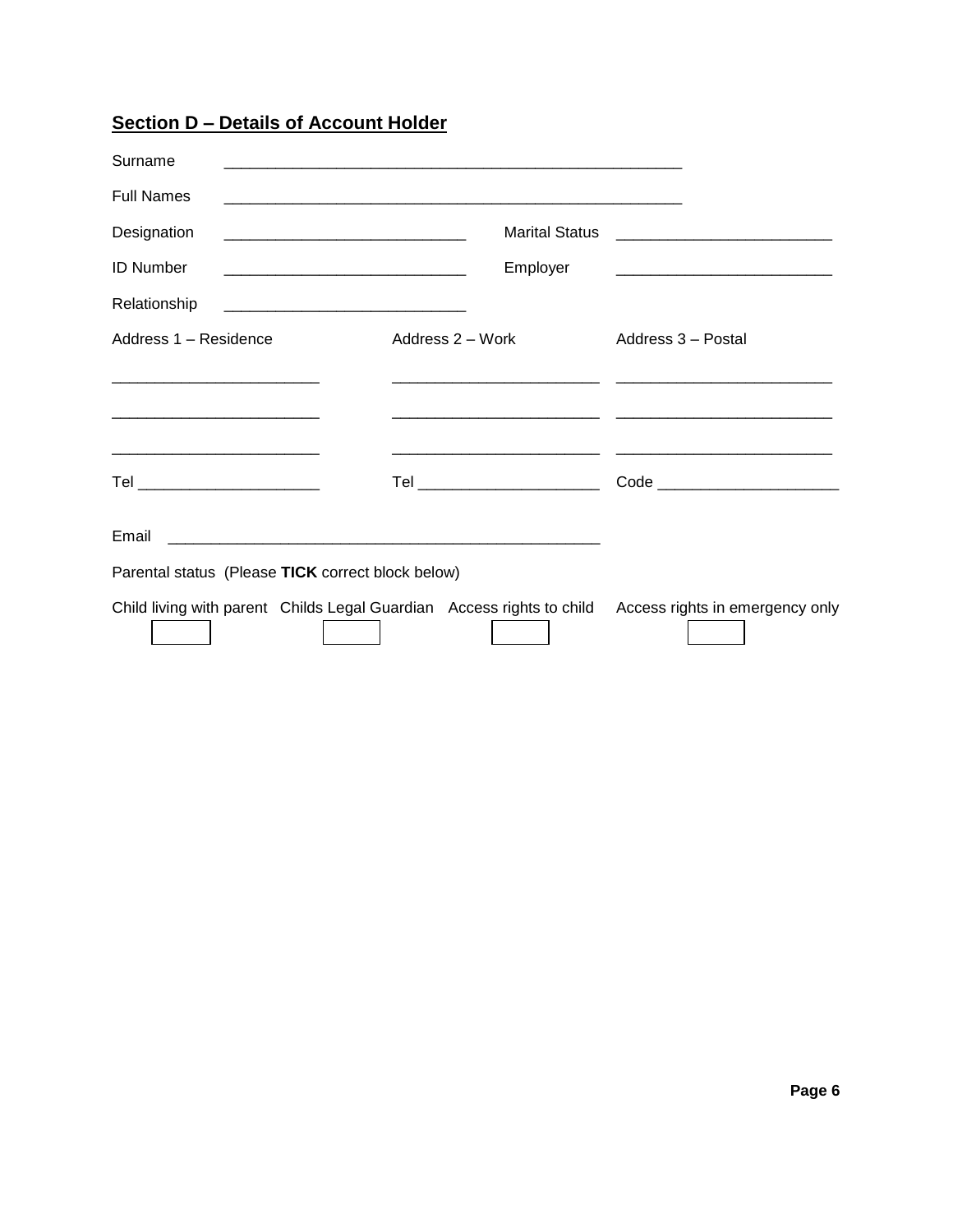## Section D – Details of Account Holder

Surname ______________________________________________________

Full Names ______________________________________________________

Designation ____________________________ Marital Status _________________________

ID Number ____________________________ Employer _________________________

Relationship ____________________________

| Address 1 – Residence | Address 2 – Work | Address 3 – Postal |
|---|---|---|
| ________________________ | ________________________ | _________________________ |
| ________________________ | ________________________ | _________________________ |
| ________________________ | ________________________ | _________________________ |
| Tel _____________________ | Tel _____________________ | Code _____________________ |

Email ___________________________________________________

Parental status (Please **TICK** correct block below)

| Child living with parent | Childs Legal Guardian | Access rights to child | Access rights in emergency only |
|---|---|---|---|
| ☐ | ☐ | ☐ | ☐ |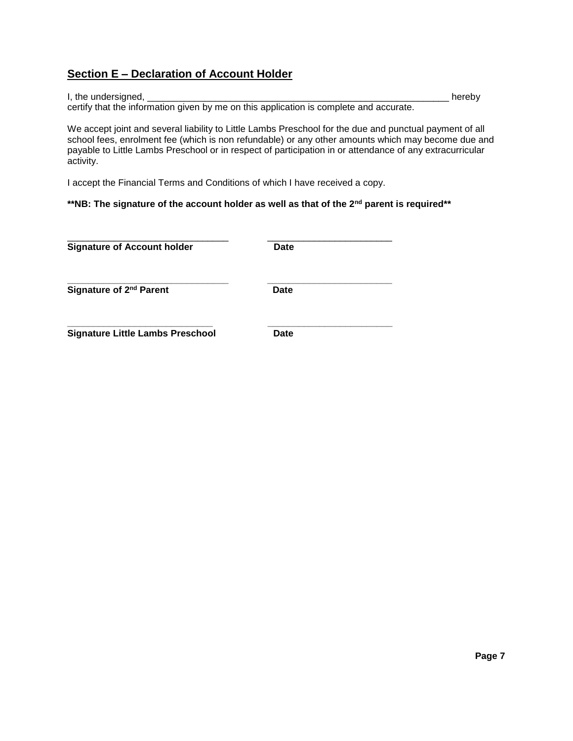## Section E – Declaration of Account Holder

I, the undersigned, ___________________________________________________________ hereby certify that the information given by me on this application is complete and accurate.

We accept joint and several liability to Little Lambs Preschool for the due and punctual payment of all school fees, enrolment fee (which is non refundable) or any other amounts which may become due and payable to Little Lambs Preschool or in respect of participation in or attendance of any extracurricular activity.

I accept the Financial Terms and Conditions of which I have received a copy.

**NB: The signature of the account holder as well as that of the 2nd parent is required**

_______________________________ ________________________
**Signature of Account holder** **Date**

_______________________________ ________________________
**Signature of 2nd Parent** **Date**

_______________________________ ________________________
**Signature Little Lambs Preschool** **Date**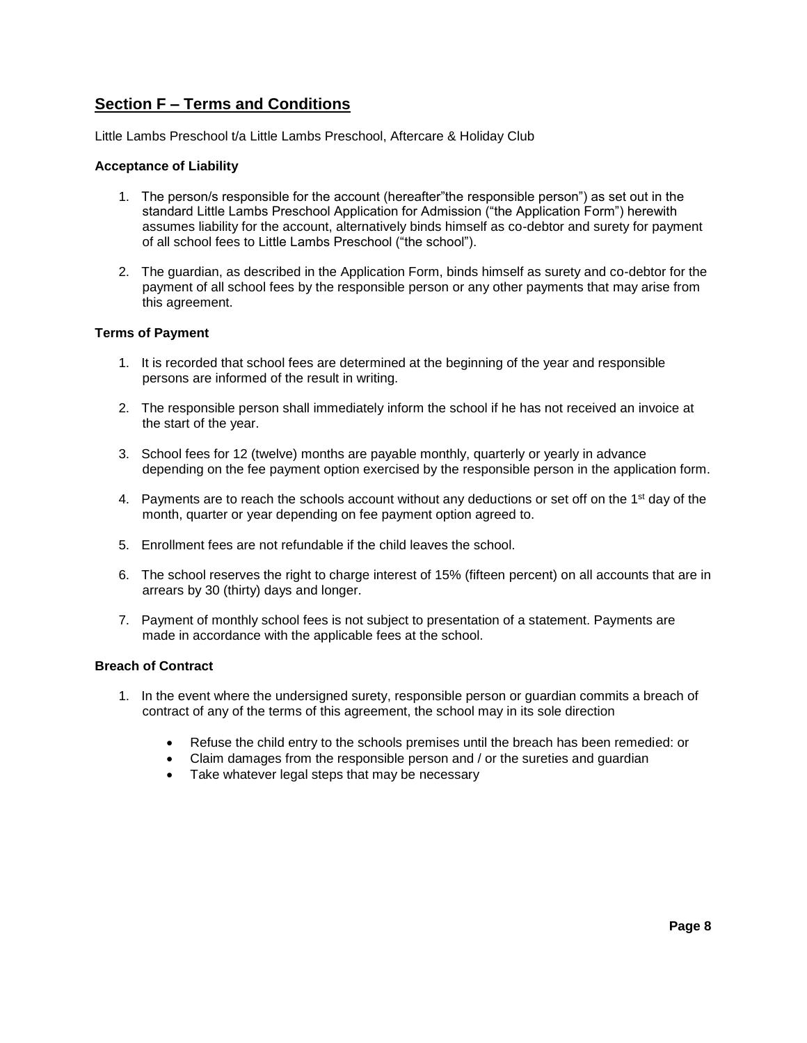## Section F – Terms and Conditions

Little Lambs Preschool t/a Little Lambs Preschool, Aftercare & Holiday Club

### Acceptance of Liability

1. The person/s responsible for the account (hereafter"the responsible person") as set out in the standard Little Lambs Preschool Application for Admission ("the Application Form") herewith assumes liability for the account, alternatively binds himself as co-debtor and surety for payment of all school fees to Little Lambs Preschool ("the school").

2. The guardian, as described in the Application Form, binds himself as surety and co-debtor for the payment of all school fees by the responsible person or any other payments that may arise from this agreement.

### Terms of Payment

1. It is recorded that school fees are determined at the beginning of the year and responsible persons are informed of the result in writing.

2. The responsible person shall immediately inform the school if he has not received an invoice at the start of the year.

3. School fees for 12 (twelve) months are payable monthly, quarterly or yearly in advance depending on the fee payment option exercised by the responsible person in the application form.

4. Payments are to reach the schools account without any deductions or set off on the 1st day of the month, quarter or year depending on fee payment option agreed to.

5. Enrollment fees are not refundable if the child leaves the school.

6. The school reserves the right to charge interest of 15% (fifteen percent) on all accounts that are in arrears by 30 (thirty) days and longer.

7. Payment of monthly school fees is not subject to presentation of a statement. Payments are made in accordance with the applicable fees at the school.

### Breach of Contract

1. In the event where the undersigned surety, responsible person or guardian commits a breach of contract of any of the terms of this agreement, the school may in its sole direction

   - Refuse the child entry to the schools premises until the breach has been remedied: or
   - Claim damages from the responsible person and / or the sureties and guardian
   - Take whatever legal steps that may be necessary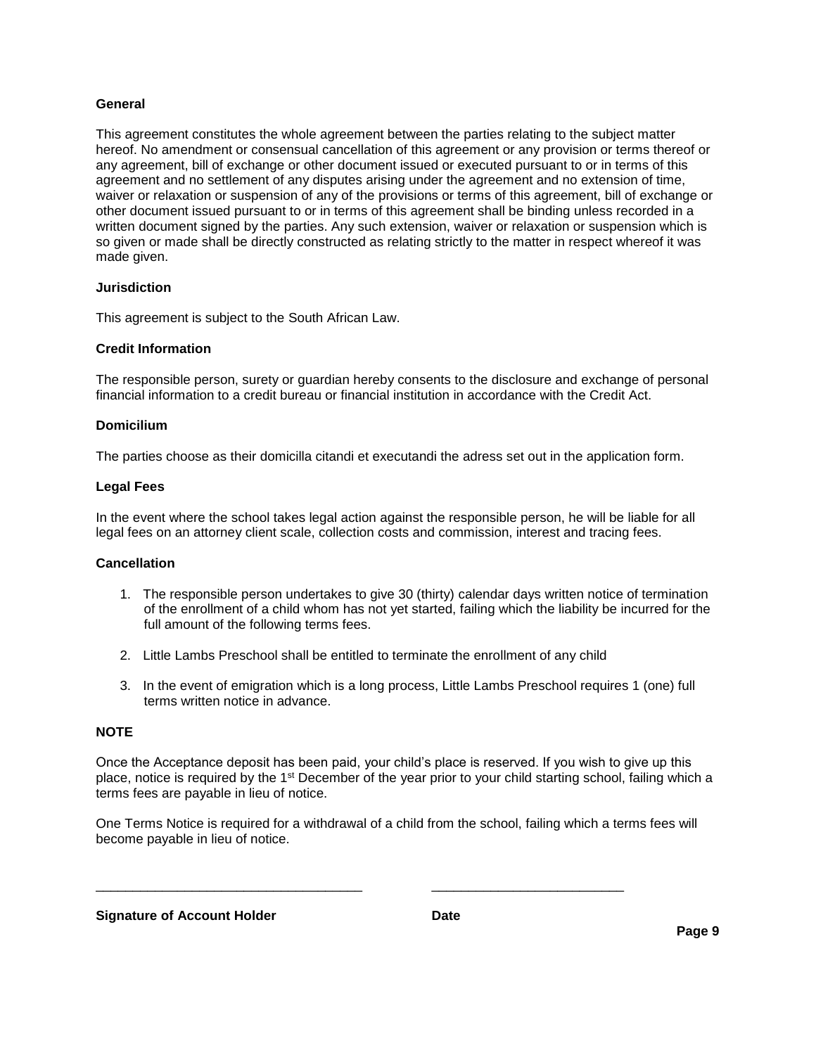**General**

This agreement constitutes the whole agreement between the parties relating to the subject matter hereof. No amendment or consensual cancellation of this agreement or any provision or terms thereof or any agreement, bill of exchange or other document issued or executed pursuant to or in terms of this agreement and no settlement of any disputes arising under the agreement and no extension of time, waiver or relaxation or suspension of any of the provisions or terms of this agreement, bill of exchange or other document issued pursuant to or in terms of this agreement shall be binding unless recorded in a written document signed by the parties. Any such extension, waiver or relaxation or suspension which is so given or made shall be directly constructed as relating strictly to the matter in respect whereof it was made given.

**Jurisdiction**

This agreement is subject to the South African Law.

**Credit Information**

The responsible person, surety or guardian hereby consents to the disclosure and exchange of personal financial information to a credit bureau or financial institution in accordance with the Credit Act.

**Domicilium**

The parties choose as their domicilla citandi et executandi the adress set out in the application form.

**Legal Fees**

In the event where the school takes legal action against the responsible person, he will be liable for all legal fees on an attorney client scale, collection costs and commission, interest and tracing fees.

**Cancellation**

1. The responsible person undertakes to give 30 (thirty) calendar days written notice of termination of the enrollment of a child whom has not yet started, failing which the liability be incurred for the full amount of the following terms fees.

2. Little Lambs Preschool shall be entitled to terminate the enrollment of any child

3. In the event of emigration which is a long process, Little Lambs Preschool requires 1 (one) full terms written notice in advance.

**NOTE**

Once the Acceptance deposit has been paid, your child's place is reserved. If you wish to give up this place, notice is required by the 1st December of the year prior to your child starting school, failing which a terms fees are payable in lieu of notice.

One Terms Notice is required for a withdrawal of a child from the school, failing which a terms fees will become payable in lieu of notice.

_____________________________________ __________________________

**Signature of Account Holder** **Date**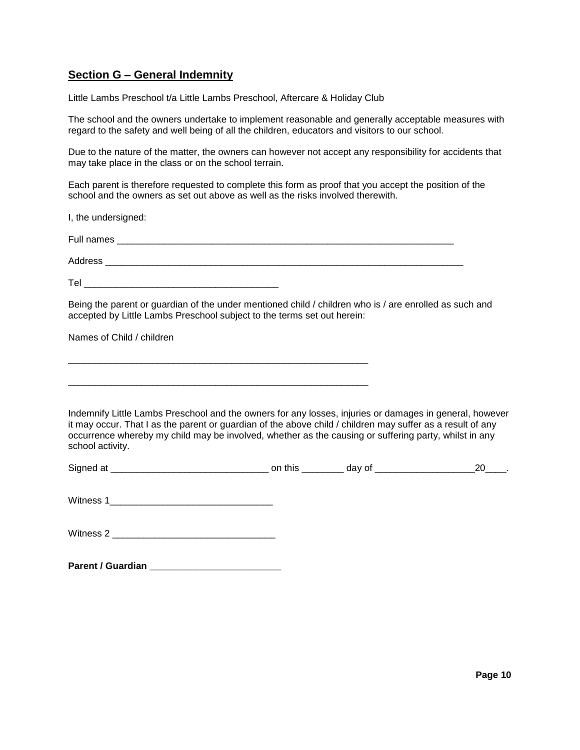## Section G – General Indemnity

Little Lambs Preschool t/a Little Lambs Preschool, Aftercare & Holiday Club

The school and the owners undertake to implement reasonable and generally acceptable measures with regard to the safety and well being of all the children, educators and visitors to our school.

Due to the nature of the matter, the owners can however not accept any responsibility for accidents that may take place in the class or on the school terrain.

Each parent is therefore requested to complete this form as proof that you accept the position of the school and the owners as set out above as well as the risks involved therewith.

I, the undersigned:

Full names ___________________________________________________________________

Address _______________________________________________________________________

Tel ____________________________________

Being the parent or guardian of the under mentioned child / children who is / are enrolled as such and accepted by Little Lambs Preschool subject to the terms set out herein:

Names of Child / children

____________________________________________________________

____________________________________________________________

Indemnify Little Lambs Preschool and the owners for any losses, injuries or damages in general, however it may occur. That I as the parent or guardian of the above child / children may suffer as a result of any occurrence whereby my child may be involved, whether as the causing or suffering party, whilst in any school activity.

Signed at ______________________________ on this ________ day of ___________________20____.

Witness 1_______________________________

Witness 2 _______________________________

**Parent / Guardian ________________________**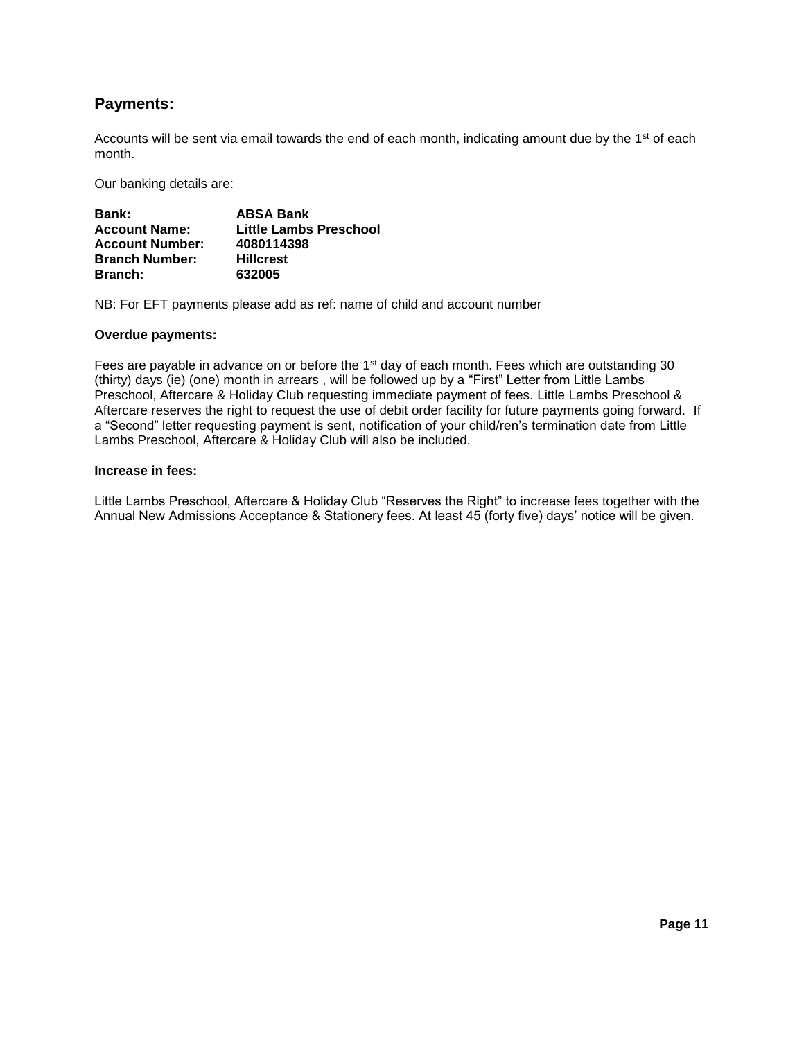## Payments:

Accounts will be sent via email towards the end of each month, indicating amount due by the 1st of each month.

Our banking details are:

**Bank:** **ABSA Bank**
**Account Name:** **Little Lambs Preschool**
**Account Number:** **4080114398**
**Branch Number:** **Hillcrest**
**Branch:** **632005**

NB: For EFT payments please add as ref: name of child and account number

**Overdue payments:**

Fees are payable in advance on or before the 1st day of each month. Fees which are outstanding 30 (thirty) days (ie) (one) month in arrears , will be followed up by a "First" Letter from Little Lambs Preschool, Aftercare & Holiday Club requesting immediate payment of fees. Little Lambs Preschool & Aftercare reserves the right to request the use of debit order facility for future payments going forward. If a "Second" letter requesting payment is sent, notification of your child/ren's termination date from Little Lambs Preschool, Aftercare & Holiday Club will also be included.

**Increase in fees:**

Little Lambs Preschool, Aftercare & Holiday Club "Reserves the Right" to increase fees together with the Annual New Admissions Acceptance & Stationery fees. At least 45 (forty five) days' notice will be given.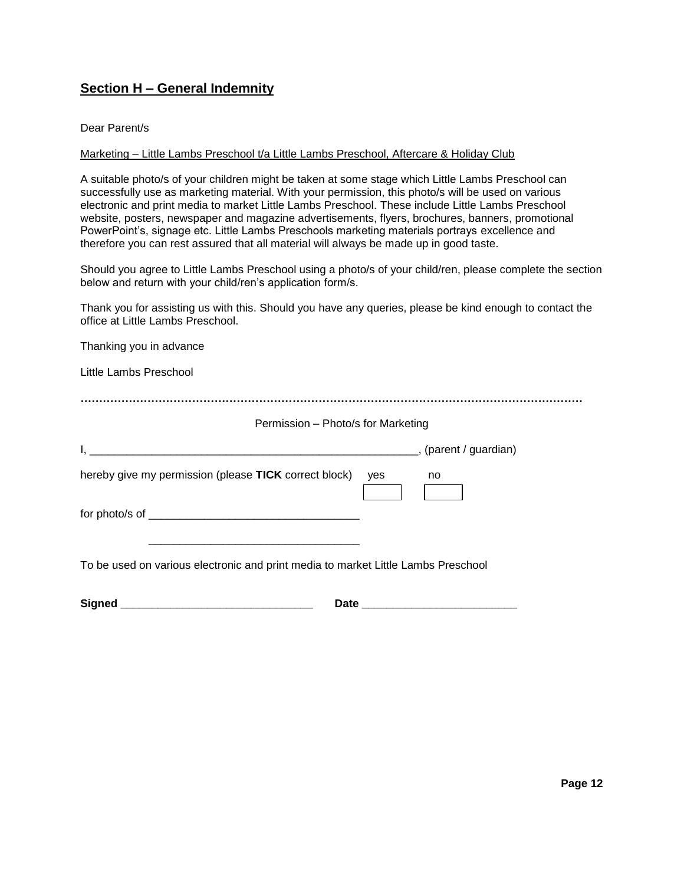## Section H – General Indemnity

Dear Parent/s

Marketing – Little Lambs Preschool t/a Little Lambs Preschool, Aftercare & Holiday Club

A suitable photo/s of your children might be taken at some stage which Little Lambs Preschool can successfully use as marketing material. With your permission, this photo/s will be used on various electronic and print media to market Little Lambs Preschool. These include Little Lambs Preschool website, posters, newspaper and magazine advertisements, flyers, brochures, banners, promotional PowerPoint's, signage etc. Little Lambs Preschools marketing materials portrays excellence and therefore you can rest assured that all material will always be made up in good taste.

Should you agree to Little Lambs Preschool using a photo/s of your child/ren, please complete the section below and return with your child/ren's application form/s.

Thank you for assisting us with this. Should you have any queries, please be kind enough to contact the office at Little Lambs Preschool.

Thanking you in advance

Little Lambs Preschool

……………………………………………………………………………………………………………………

Permission – Photo/s for Marketing

I, ______________________________________________________, (parent / guardian)

hereby give my permission (please **TICK** correct block) yes ☐ no ☐

for photo/s of __________________________________

__________________________________

To be used on various electronic and print media to market Little Lambs Preschool

**Signed** ______________________________ **Date** ________________________